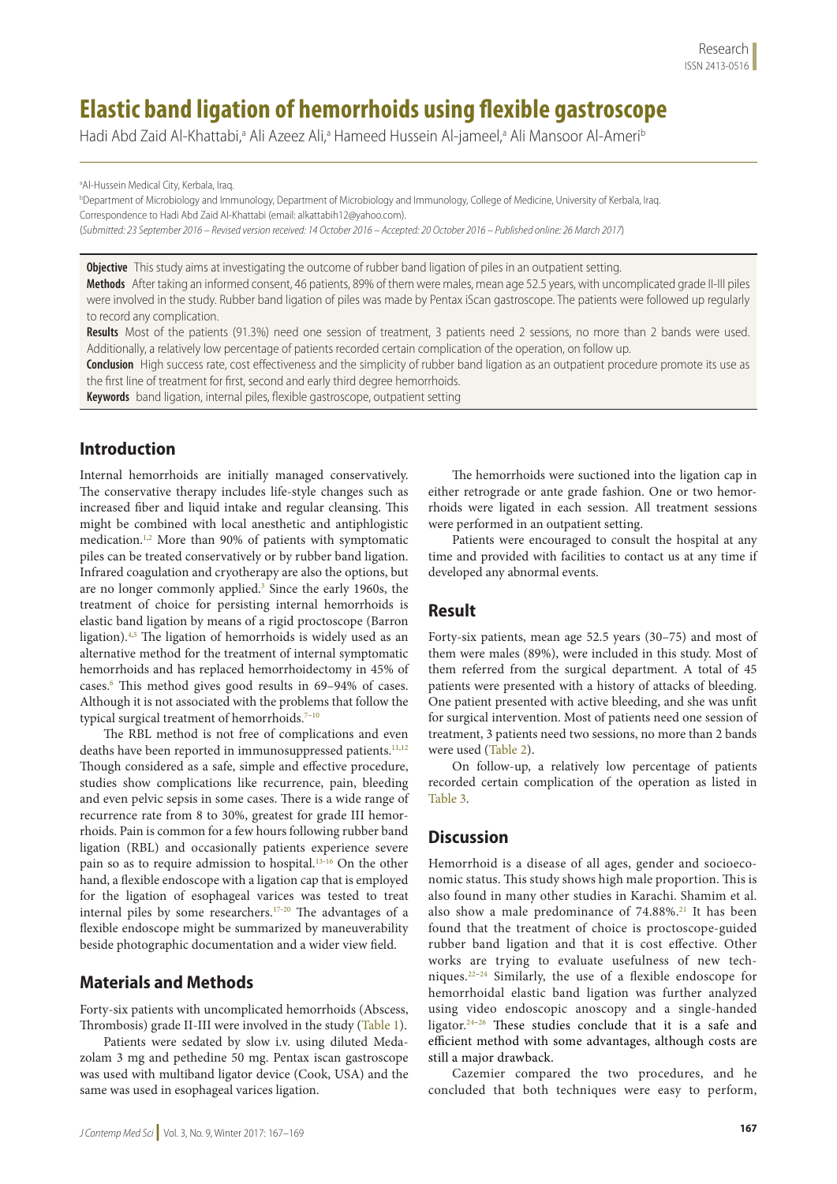# Elastic band ligation of hemorrhoids using flexible gastroscope

Hadi Abd Zaid Al-Khattabi,[a] Ali Azeez Ali,[a] Hameed Hussein Al-jameel,[a] Ali Mansoor Al-Ameri[b]

[a]Al-Hussein Medical City, Kerbala, Iraq.
[b]Department of Microbiology and Immunology, Department of Microbiology and Immunology, College of Medicine, University of Kerbala, Iraq.
Correspondence to Hadi Abd Zaid Al-Khattabi (email: alkattabih12@yahoo.com).
(*Submitted: 23 September 2016 – Revised version received: 14 October 2016 – Accepted: 20 October 2016 – Published online: 26 March 2017*)

**Objective** This study aims at investigating the outcome of rubber band ligation of piles in an outpatient setting.

**Methods** After taking an informed consent, 46 patients, 89% of them were males, mean age 52.5 years, with uncomplicated grade II-III piles were involved in the study. Rubber band ligation of piles was made by Pentax iScan gastroscope. The patients were followed up regularly to record any complication.

**Results** Most of the patients (91.3%) need one session of treatment, 3 patients need 2 sessions, no more than 2 bands were used. Additionally, a relatively low percentage of patients recorded certain complication of the operation, on follow up.

**Conclusion** High success rate, cost effectiveness and the simplicity of rubber band ligation as an outpatient procedure promote its use as the first line of treatment for first, second and early third degree hemorrhoids.

**Keywords** band ligation, internal piles, flexible gastroscope, outpatient setting

## Introduction

Internal hemorrhoids are initially managed conservatively. The conservative therapy includes life-style changes such as increased fiber and liquid intake and regular cleansing. This might be combined with local anesthetic and antiphlogistic medication.[1,2] More than 90% of patients with symptomatic piles can be treated conservatively or by rubber band ligation. Infrared coagulation and cryotherapy are also the options, but are no longer commonly applied.[3] Since the early 1960s, the treatment of choice for persisting internal hemorrhoids is elastic band ligation by means of a rigid proctoscope (Barron ligation).[4,5] The ligation of hemorrhoids is widely used as an alternative method for the treatment of internal symptomatic hemorrhoids and has replaced hemorrhoidectomy in 45% of cases.[6] This method gives good results in 69–94% of cases. Although it is not associated with the problems that follow the typical surgical treatment of hemorrhoids.[7–10]

The RBL method is not free of complications and even deaths have been reported in immunosuppressed patients.[11,12] Though considered as a safe, simple and effective procedure, studies show complications like recurrence, pain, bleeding and even pelvic sepsis in some cases. There is a wide range of recurrence rate from 8 to 30%, greatest for grade III hemorrhoids. Pain is common for a few hours following rubber band ligation (RBL) and occasionally patients experience severe pain so as to require admission to hospital.[13–16] On the other hand, a flexible endoscope with a ligation cap that is employed for the ligation of esophageal varices was tested to treat internal piles by some researchers.[17–20] The advantages of a flexible endoscope might be summarized by maneuverability beside photographic documentation and a wider view field.

## Materials and Methods

Forty-six patients with uncomplicated hemorrhoids (Abscess, Thrombosis) grade II-III were involved in the study (Table 1).

Patients were sedated by slow i.v. using diluted Medazolam 3 mg and pethedine 50 mg. Pentax iscan gastroscope was used with multiband ligator device (Cook, USA) and the same was used in esophageal varices ligation.

The hemorrhoids were suctioned into the ligation cap in either retrograde or ante grade fashion. One or two hemorrhoids were ligated in each session. All treatment sessions were performed in an outpatient setting.

Patients were encouraged to consult the hospital at any time and provided with facilities to contact us at any time if developed any abnormal events.

## Result

Forty-six patients, mean age 52.5 years (30–75) and most of them were males (89%), were included in this study. Most of them referred from the surgical department. A total of 45 patients were presented with a history of attacks of bleeding. One patient presented with active bleeding, and she was unfit for surgical intervention. Most of patients need one session of treatment, 3 patients need two sessions, no more than 2 bands were used (Table 2).

On follow-up, a relatively low percentage of patients recorded certain complication of the operation as listed in Table 3.

## Discussion

Hemorrhoid is a disease of all ages, gender and socioeconomic status. This study shows high male proportion. This is also found in many other studies in Karachi. Shamim et al. also show a male predominance of 74.88%.[21] It has been found that the treatment of choice is proctoscope-guided rubber band ligation and that it is cost effective. Other works are trying to evaluate usefulness of new techniques.[22–24] Similarly, the use of a flexible endoscope for hemorrhoidal elastic band ligation was further analyzed using video endoscopic anoscopy and a single-handed ligator.[24–26] These studies conclude that it is a safe and efficient method with some advantages, although costs are still a major drawback.

Cazemier compared the two procedures, and he concluded that both techniques were easy to perform,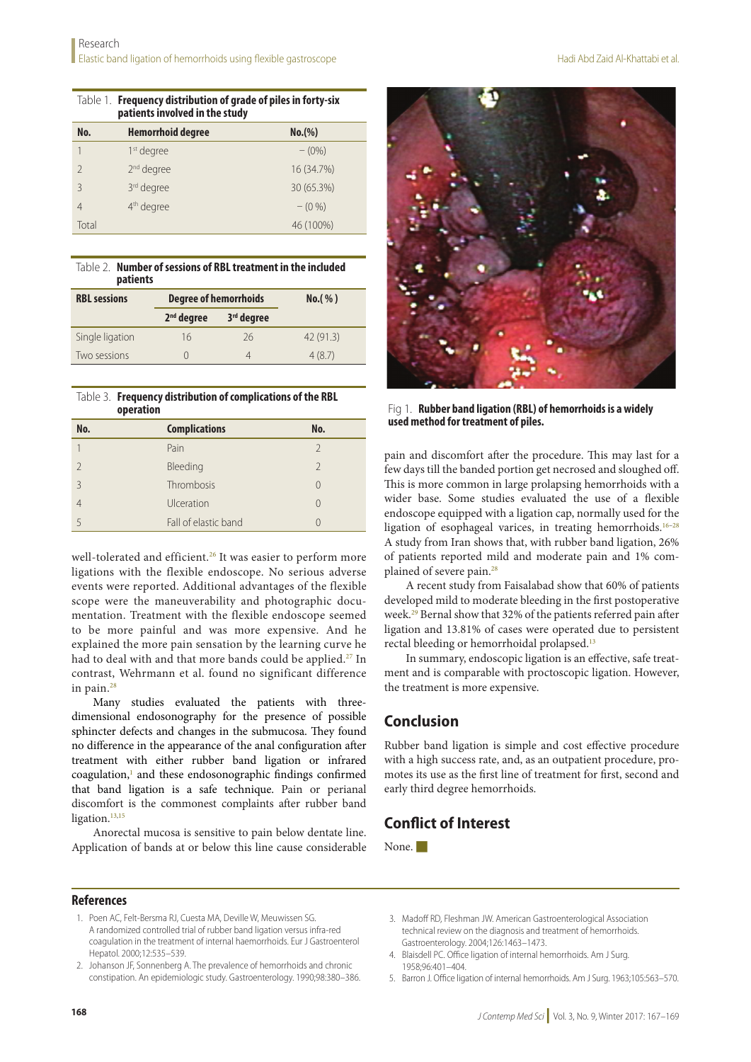Table 1. **Frequency distribution of grade of piles in forty-six patients involved in the study**

| No. | Hemorrhoid degree | No.(%) |
|---|---|---|
| 1 | 1st degree | – (0%) |
| 2 | 2nd degree | 16 (34.7%) |
| 3 | 3rd degree | 30 (65.3%) |
| 4 | 4th degree | – (0 %) |
| Total | | 46 (100%) |

Table 2. **Number of sessions of RBL treatment in the included patients**

| RBL sessions | Degree of hemorrhoids | | No.( % ) |
|---|---|---|---|
| | 2nd degree | 3rd degree | |
| Single ligation | 16 | 26 | 42 (91.3) |
| Two sessions | 0 | 4 | 4 (8.7) |

Table 3. **Frequency distribution of complications of the RBL operation**

| No. | Complications | No. |
|---|---|---|
| 1 | Pain | 2 |
| 2 | Bleeding | 2 |
| 3 | Thrombosis | 0 |
| 4 | Ulceration | 0 |
| 5 | Fall of elastic band | 0 |

well-tolerated and efficient.[26] It was easier to perform more ligations with the flexible endoscope. No serious adverse events were reported. Additional advantages of the flexible scope were the maneuverability and photographic documentation. Treatment with the flexible endoscope seemed to be more painful and was more expensive. And he explained the more pain sensation by the learning curve he had to deal with and that more bands could be applied.[27] In contrast, Wehrmann et al. found no significant difference in pain.[28]

Many studies evaluated the patients with three-dimensional endosonography for the presence of possible sphincter defects and changes in the submucosa. They found no difference in the appearance of the anal configuration after treatment with either rubber band ligation or infrared coagulation,[1] and these endosonographic findings confirmed that band ligation is a safe technique. Pain or perianal discomfort is the commonest complaints after rubber band ligation.[13,15]

Anorectal mucosa is sensitive to pain below dentate line. Application of bands at or below this line cause considerable pain and discomfort after the procedure. This may last for a few days till the banded portion get necrosed and sloughed off. This is more common in large prolapsing hemorrhoids with a wider base. Some studies evaluated the use of a flexible endoscope equipped with a ligation cap, normally used for the ligation of esophageal varices, in treating hemorrhoids.[16–28] A study from Iran shows that, with rubber band ligation, 26% of patients reported mild and moderate pain and 1% complained of severe pain.[28]

Fig 1. **Rubber band ligation (RBL) of hemorrhoids is a widely used method for treatment of piles.**

A recent study from Faisalabad show that 60% of patients developed mild to moderate bleeding in the first postoperative week.[29] Bernal show that 32% of the patients referred pain after ligation and 13.81% of cases were operated due to persistent rectal bleeding or hemorrhoidal prolapsed.[13]

In summary, endoscopic ligation is an effective, safe treatment and is comparable with proctoscopic ligation. However, the treatment is more expensive.

## Conclusion

Rubber band ligation is simple and cost effective procedure with a high success rate, and, as an outpatient procedure, promotes its use as the first line of treatment for first, second and early third degree hemorrhoids.

## Conflict of Interest

None.

## References

1. Poen AC, Felt-Bersma RJ, Cuesta MA, Deville W, Meuwissen SG. A randomized controlled trial of rubber band ligation versus infra-red coagulation in the treatment of internal haemorrhoids. Eur J Gastroenterol Hepatol. 2000;12:535–539.
2. Johanson JF, Sonnenberg A. The prevalence of hemorrhoids and chronic constipation. An epidemiologic study. Gastroenterology. 1990;98:380–386.
3. Madoff RD, Fleshman JW. American Gastroenterological Association technical review on the diagnosis and treatment of hemorrhoids. Gastroenterology. 2004;126:1463–1473.
4. Blaisdell PC. Office ligation of internal hemorrhoids. Am J Surg. 1958;96:401–404.
5. Barron J. Office ligation of internal hemorrhoids. Am J Surg. 1963;105:563–570.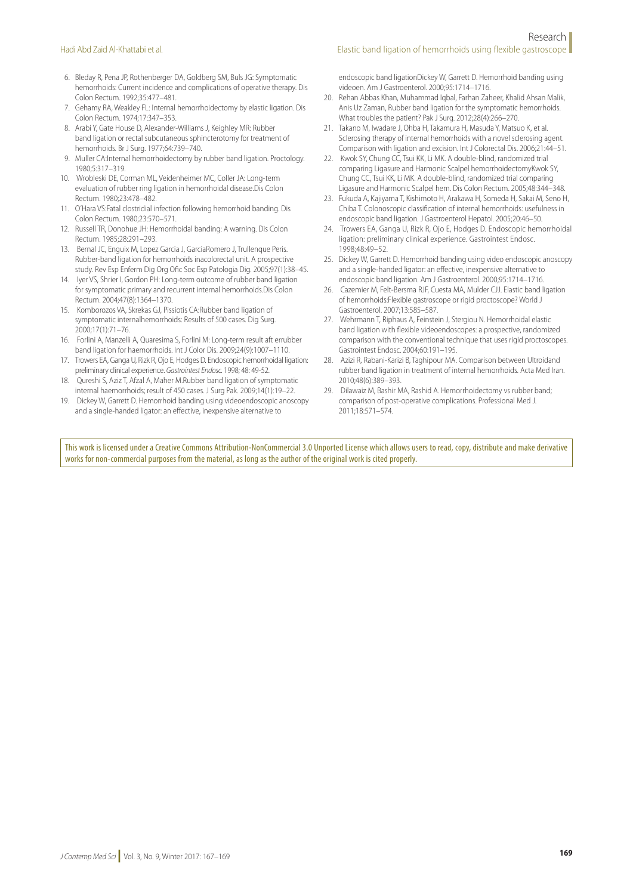6. Bleday R, Pena JP, Rothenberger DA, Goldberg SM, Buls JG: Symptomatic hemorrhoids: Current incidence and complications of operative therapy. Dis Colon Rectum. 1992;35:477–481.
7. Gehamy RA, Weakley FL: Internal hemorrhoidectomy by elastic ligation. Dis Colon Rectum. 1974;17:347–353.
8. Arabi Y, Gate House D, Alexander-Williams J, Keighley MR: Rubber band ligation or rectal subcutaneous sphincterotomy for treatment of hemorrhoids. Br J Surg. 1977;64:739–740.
9. Muller CA:Internal hemorrhoidectomy by rubber band ligation. Proctology. 1980;5:317–319.
10. Wrobleski DE, Corman ML, Veidenheimer MC, Coller JA: Long-term evaluation of rubber ring ligation in hemorrhoidal disease.Dis Colon Rectum. 1980;23:478–482.
11. O'Hara VS:Fatal clostridial infection following hemorrhoid banding. Dis Colon Rectum. 1980;23:570–571.
12. Russell TR, Donohue JH: Hemorrhoidal banding: A warning. Dis Colon Rectum. 1985;28:291–293.
13. Bernal JC, Enguix M, Lopez Garcia J, GarciaRomero J, Trullenque Peris. Rubber-band ligation for hemorrhoids inacolorectal unit. A prospective study. Rev Esp Enferm Dig Org Ofic Soc Esp Patologia Dig. 2005;97(1):38–45.
14. Iyer VS, Shrier I, Gordon PH: Long-term outcome of rubber band ligation for symptomatic primary and recurrent internal hemorrhoids.Dis Colon Rectum. 2004;47(8):1364–1370.
15. Komborozos VA, Skrekas GJ, Pissiotis CA:Rubber band ligation of symptomatic internalhemorrhoids: Results of 500 cases. Dig Surg. 2000;17(1):71–76.
16. Forlini A, Manzelli A, Quaresima S, Forlini M: Long-term result aft errubber band ligation for haemorrhoids. Int J Color Dis. 2009;24(9):1007–1110.
17. Trowers EA, Ganga U, Rizk R, Ojo E, Hodges D. Endoscopic hemorrhoidal ligation: preliminary clinical experience. *Gastrointest Endosc.* 1998; 48: 49-52.
18. Qureshi S, Aziz T, Afzal A, Maher M.Rubber band ligation of symptomatic internal haemorrhoids; result of 450 cases. J Surg Pak. 2009;14(1):19–22.
19. Dickey W, Garrett D. Hemorrhoid banding using videoendoscopic anoscopy and a single-handed ligator: an effective, inexpensive alternative to endoscopic band ligationDickey W, Garrett D. Hemorrhoid banding using videoen. Am J Gastroenterol. 2000;95:1714–1716.
20. Rehan Abbas Khan, Muhammad Iqbal, Farhan Zaheer, Khalid Ahsan Malik, Anis Uz Zaman, Rubber band ligation for the symptomatic hemorrhoids. What troubles the patient? Pak J Surg. 2012;28(4):266–270.
21. Takano M, Iwadare J, Ohba H, Takamura H, Masuda Y, Matsuo K, et al. Sclerosing therapy of internal hemorrhoids with a novel sclerosing agent. Comparison with ligation and excision. Int J Colorectal Dis. 2006;21:44–51.
22. Kwok SY, Chung CC, Tsui KK, Li MK. A double-blind, randomized trial comparing Ligasure and Harmonic Scalpel hemorrhoidectomyKwok SY, Chung CC, Tsui KK, Li MK. A double-blind, randomized trial comparing Ligasure and Harmonic Scalpel hem. Dis Colon Rectum. 2005;48:344–348.
23. Fukuda A, Kajiyama T, Kishimoto H, Arakawa H, Someda H, Sakai M, Seno H, Chiba T. Colonoscopic classification of internal hemorrhoids: usefulness in endoscopic band ligation. J Gastroenterol Hepatol. 2005;20:46–50.
24. Trowers EA, Ganga U, Rizk R, Ojo E, Hodges D. Endoscopic hemorrhoidal ligation: preliminary clinical experience. Gastrointest Endosc. 1998;48:49–52.
25. Dickey W, Garrett D. Hemorrhoid banding using video endoscopic anoscopy and a single-handed ligator: an effective, inexpensive alternative to endoscopic band ligation. Am J Gastroenterol. 2000;95:1714–1716.
26. Cazemier M, Felt-Bersma RJF, Cuesta MA, Mulder CJJ. Elastic band ligation of hemorrhoids:Flexible gastroscope or rigid proctoscope? World J Gastroenterol. 2007;13:585–587.
27. Wehrmann T, Riphaus A, Feinstein J, Stergiou N. Hemorrhoidal elastic band ligation with flexible videoendoscopes: a prospective, randomized comparison with the conventional technique that uses rigid proctoscopes. Gastrointest Endosc. 2004;60:191–195.
28. Azizi R, Rabani-Karizi B, Taghipour MA. Comparison between Ultroidand rubber band ligation in treatment of internal hemorrhoids. Acta Med Iran. 2010;48(6):389–393.
29. Dilawaiz M, Bashir MA, Rashid A. Hemorrhoidectomy vs rubber band; comparison of post-operative complications. Professional Med J. 2011;18:571–574.

This work is licensed under a Creative Commons Attribution-NonCommercial 3.0 Unported License which allows users to read, copy, distribute and make derivative works for non-commercial purposes from the material, as long as the author of the original work is cited properly.